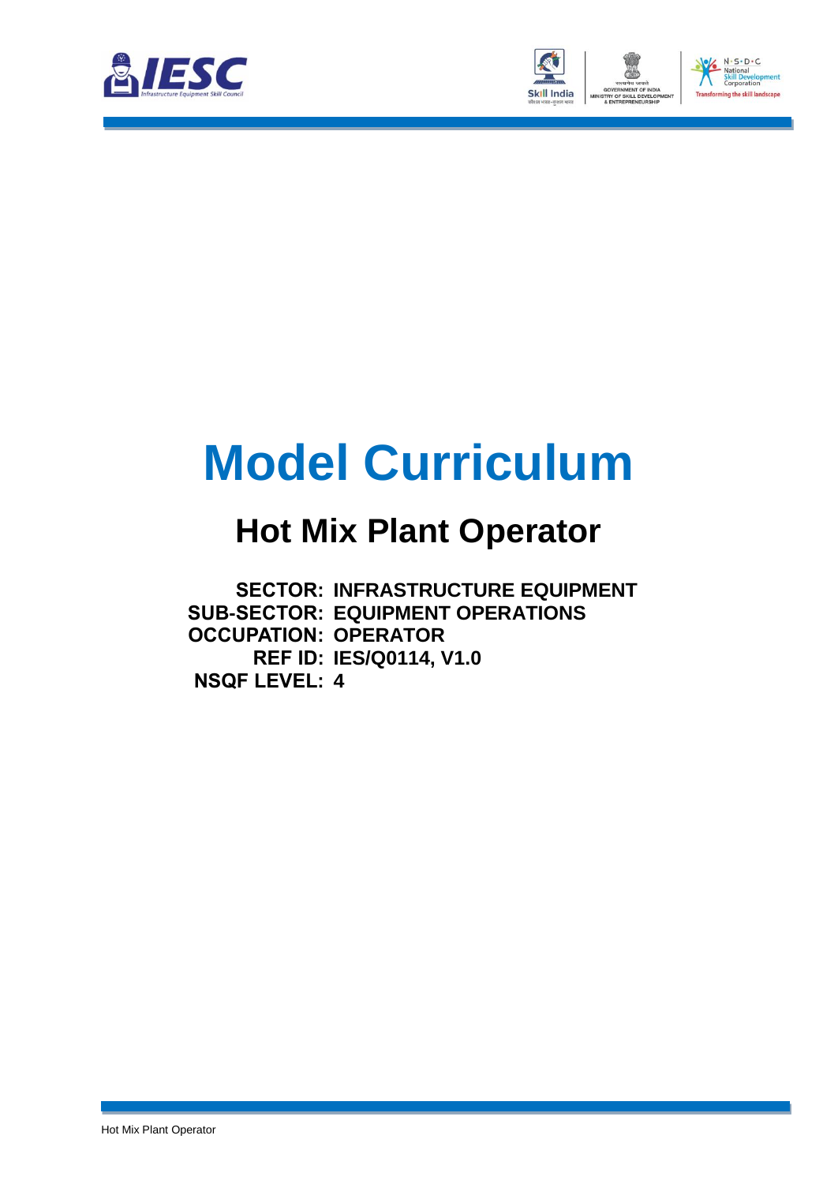# Model Curriculum

## Hot Mix Plant Operator

**SECTOR:** INFRASTRUCTURE EQUIPMENT
**SUB-SECTOR:** EQUIPMENT OPERATIONS
**OCCUPATION:** OPERATOR
**REF ID:** IES/Q0114, V1.0
**NSQF LEVEL:** 4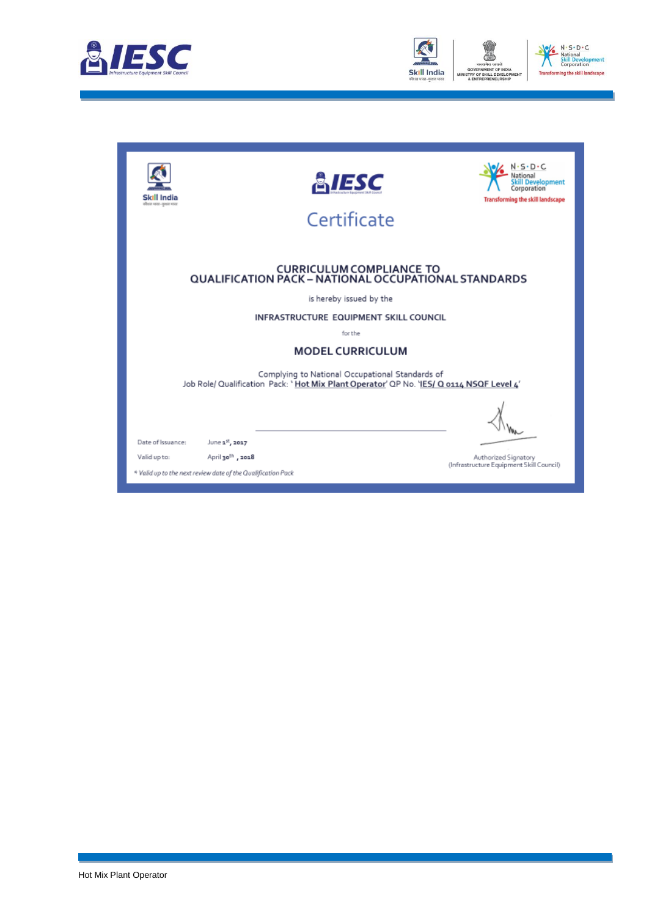# Certificate

## CURRICULUM COMPLIANCE TO QUALIFICATION PACK – NATIONAL OCCUPATIONAL STANDARDS

is hereby issued by the

**INFRASTRUCTURE EQUIPMENT SKILL COUNCIL**

for the

## MODEL CURRICULUM

Complying to National Occupational Standards of
Job Role/ Qualification Pack: '**Hot Mix Plant Operator**' QP No. '**IES/ Q 0114 NSQF Level 4**'

Date of Issuance: June 1st, 2017

Valid up to: April 30th, 2018

*\* Valid up to the next review date of the Qualification Pack*

Authorized Signatory
(Infrastructure Equipment Skill Council)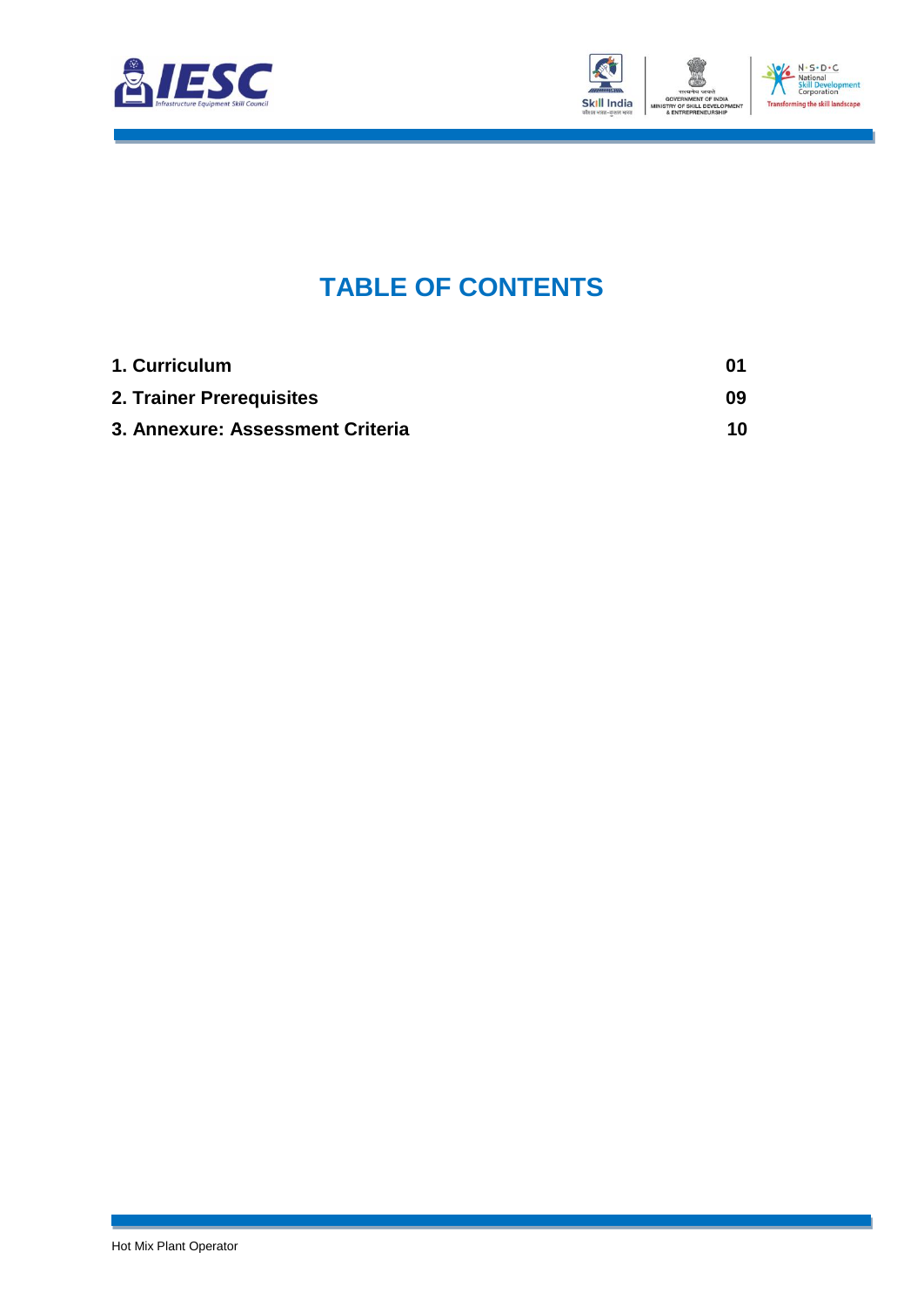# TABLE OF CONTENTS

| | |
|---|---|
| **1. Curriculum** | **01** |
| **2. Trainer Prerequisites** | **09** |
| **3. Annexure: Assessment Criteria** | **10** |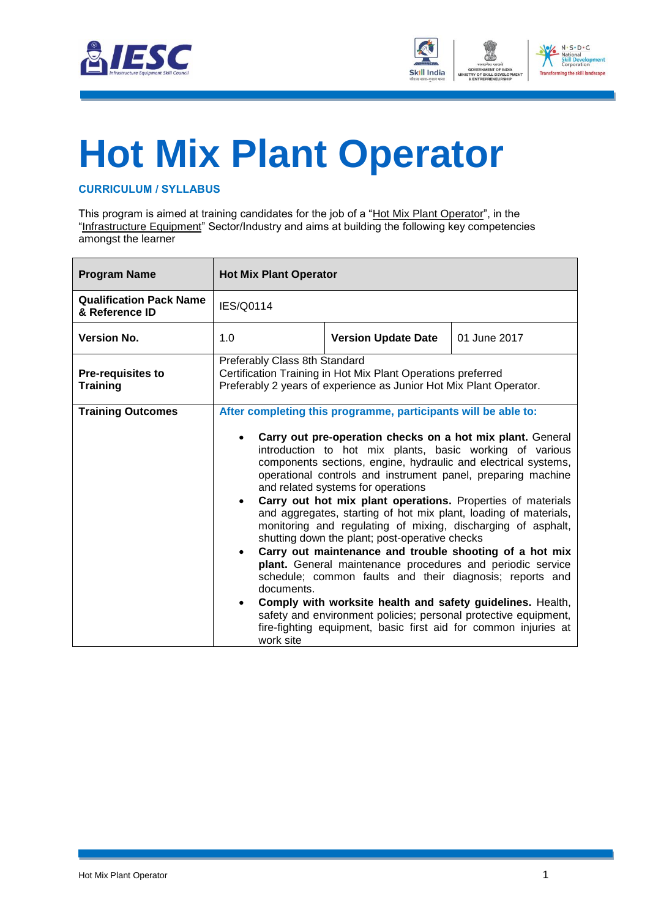# Hot Mix Plant Operator

**CURRICULUM / SYLLABUS**

This program is aimed at training candidates for the job of a "Hot Mix Plant Operator", in the "Infrastructure Equipment" Sector/Industry and aims at building the following key competencies amongst the learner

| **Program Name** | **Hot Mix Plant Operator** | | |
|---|---|---|---|
| **Qualification Pack Name & Reference ID** | IES/Q0114 | | |
| **Version No.** | 1.0 | **Version Update Date** | 01 June 2017 |
| **Pre-requisites to Training** | Preferably Class 8th Standard<br>Certification Training in Hot Mix Plant Operations preferred<br>Preferably 2 years of experience as Junior Hot Mix Plant Operator. | | |
| **Training Outcomes** | **After completing this programme, participants will be able to:**<br>• **Carry out pre-operation checks on a hot mix plant.** General introduction to hot mix plants, basic working of various components sections, engine, hydraulic and electrical systems, operational controls and instrument panel, preparing machine and related systems for operations<br>• **Carry out hot mix plant operations.** Properties of materials and aggregates, starting of hot mix plant, loading of materials, monitoring and regulating of mixing, discharging of asphalt, shutting down the plant; post-operative checks<br>• **Carry out maintenance and trouble shooting of a hot mix plant.** General maintenance procedures and periodic service schedule; common faults and their diagnosis; reports and documents.<br>• **Comply with worksite health and safety guidelines.** Health, safety and environment policies; personal protective equipment, fire-fighting equipment, basic first aid for common injuries at work site | | |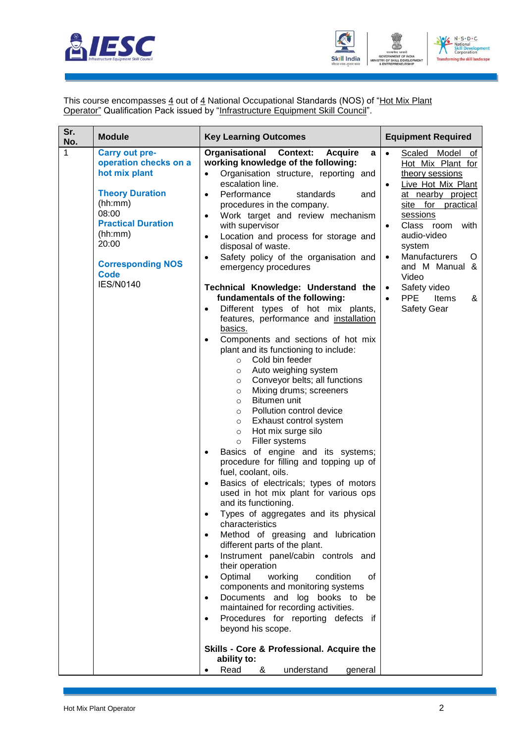This course encompasses 4 out of 4 National Occupational Standards (NOS) of "Hot Mix Plant Operator" Qualification Pack issued by "Infrastructure Equipment Skill Council".

| Sr. No. | Module | Key Learning Outcomes | Equipment Required |
|---|---|---|---|
| 1 | **Carry out pre-operation checks on a hot mix plant**<br><br>**Theory Duration** (hh:mm)<br>08:00<br>**Practical Duration** (hh:mm)<br>20:00<br><br>**Corresponding NOS Code**<br>IES/N0140 | **Organisational Context: Acquire a working knowledge of the following:**<br>• Organisation structure, reporting and escalation line.<br>• Performance standards and procedures in the company.<br>• Work target and review mechanism with supervisor<br>• Location and process for storage and disposal of waste.<br>• Safety policy of the organisation and emergency procedures<br><br>**Technical Knowledge: Understand the fundamentals of the following:**<br>• Different types of hot mix plants, features, performance and installation basics.<br>• Components and sections of hot mix plant and its functioning to include:<br>○ Cold bin feeder<br>○ Auto weighing system<br>○ Conveyor belts; all functions<br>○ Mixing drums; screeners<br>○ Bitumen unit<br>○ Pollution control device<br>○ Exhaust control system<br>○ Hot mix surge silo<br>○ Filler systems<br>• Basics of engine and its systems; procedure for filling and topping up of fuel, coolant, oils.<br>• Basics of electricals; types of motors used in hot mix plant for various ops and its functioning.<br>• Types of aggregates and its physical characteristics<br>• Method of greasing and lubrication different parts of the plant.<br>• Instrument panel/cabin controls and their operation<br>• Optimal working condition of components and monitoring systems<br>• Documents and log books to be maintained for recording activities.<br>• Procedures for reporting defects if beyond his scope.<br><br>**Skills - Core & Professional. Acquire the ability to:**<br>• Read & understand general | • Scaled Model of Hot Mix Plant for theory sessions<br>• Live Hot Mix Plant at nearby project site for practical sessions<br>• Class room with audio-video system<br>• Manufacturers O and M Manual & Video<br>• Safety video<br>• PPE Items & Safety Gear |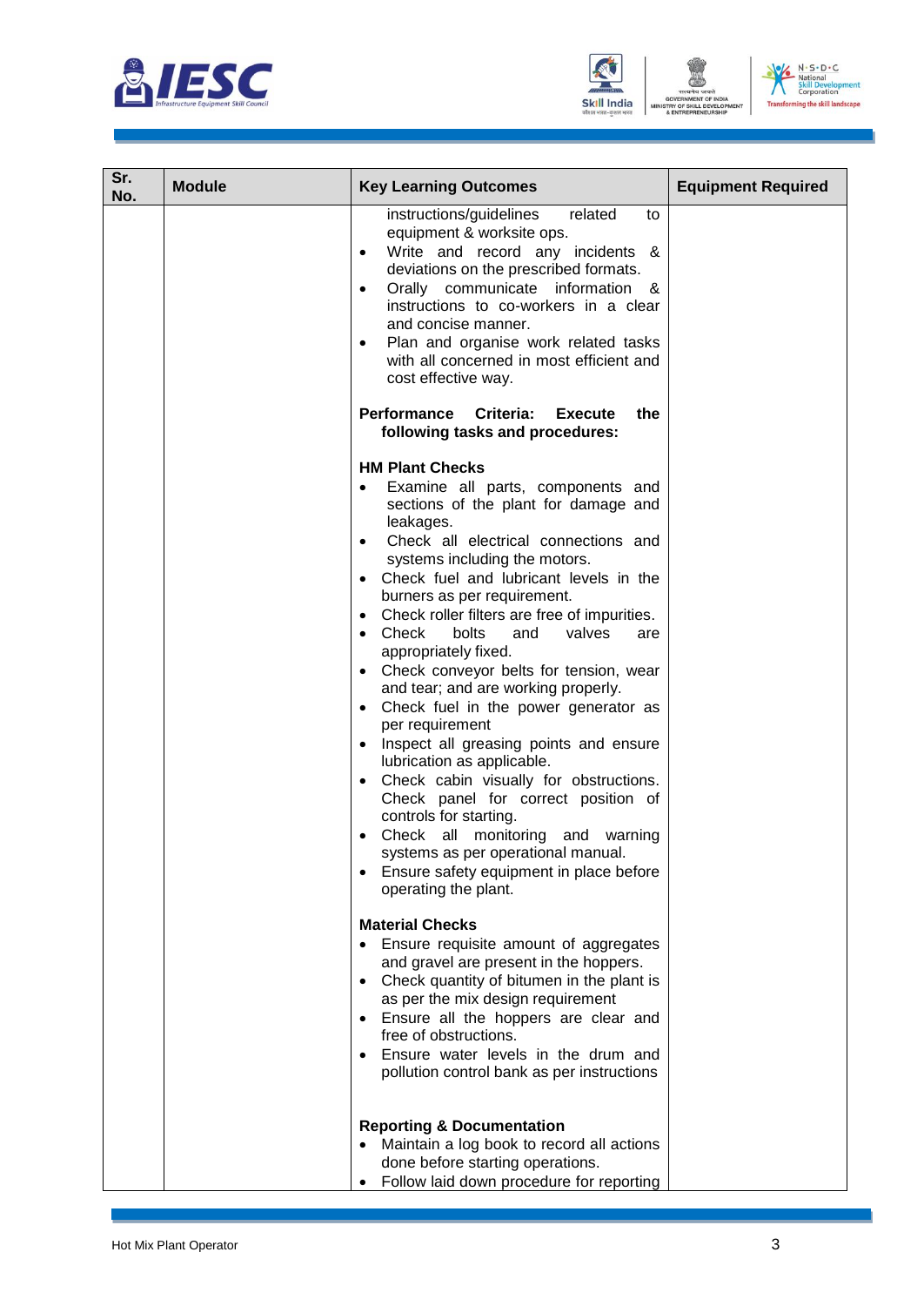| Sr. No. | Module | Key Learning Outcomes | Equipment Required |
|---|---|---|---|
| | | instructions/guidelines related to equipment & worksite ops.<br>• Write and record any incidents & deviations on the prescribed formats.<br>• Orally communicate information & instructions to co-workers in a clear and concise manner.<br>• Plan and organise work related tasks with all concerned in most efficient and cost effective way.<br><br>**Performance Criteria: Execute the following tasks and procedures:**<br><br>**HM Plant Checks**<br>• Examine all parts, components and sections of the plant for damage and leakages.<br>• Check all electrical connections and systems including the motors.<br>• Check fuel and lubricant levels in the burners as per requirement.<br>• Check roller filters are free of impurities.<br>• Check bolts and valves are appropriately fixed.<br>• Check conveyor belts for tension, wear and tear; and are working properly.<br>• Check fuel in the power generator as per requirement<br>• Inspect all greasing points and ensure lubrication as applicable.<br>• Check cabin visually for obstructions. Check panel for correct position of controls for starting.<br>• Check all monitoring and warning systems as per operational manual.<br>• Ensure safety equipment in place before operating the plant.<br><br>**Material Checks**<br>• Ensure requisite amount of aggregates and gravel are present in the hoppers.<br>• Check quantity of bitumen in the plant is as per the mix design requirement<br>• Ensure all the hoppers are clear and free of obstructions.<br>• Ensure water levels in the drum and pollution control bank as per instructions<br><br>**Reporting & Documentation**<br>• Maintain a log book to record all actions done before starting operations.<br>• Follow laid down procedure for reporting | |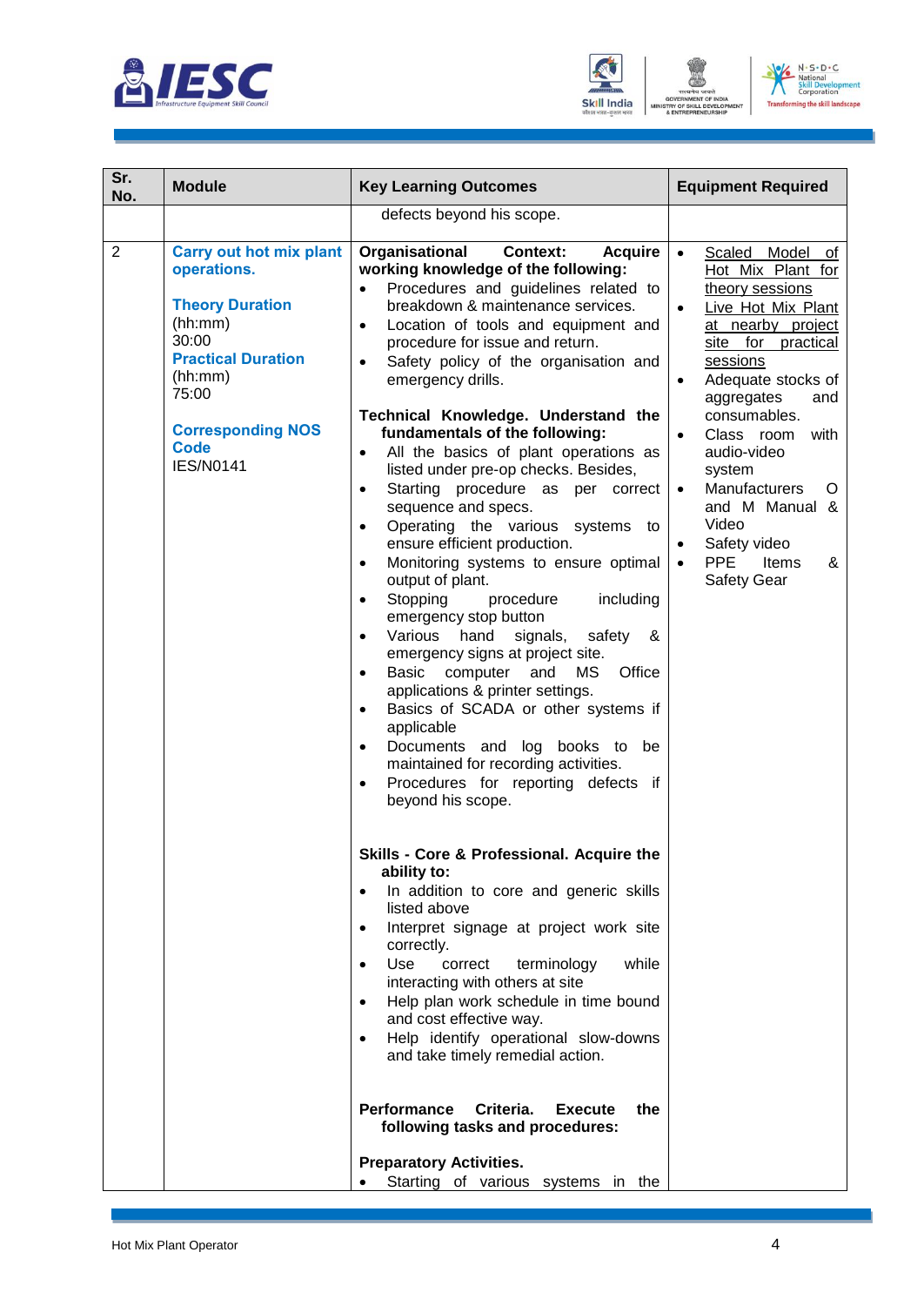| Sr. No. | Module | Key Learning Outcomes | Equipment Required |
|---|---|---|---|
| | | defects beyond his scope. | |
| 2 | **Carry out hot mix plant operations.**<br><br>**Theory Duration** (hh:mm)<br>30:00<br>**Practical Duration** (hh:mm)<br>75:00<br><br>**Corresponding NOS Code**<br>IES/N0141 | **Organisational Context: Acquire working knowledge of the following:**<br>• Procedures and guidelines related to breakdown & maintenance services.<br>• Location of tools and equipment and procedure for issue and return.<br>• Safety policy of the organisation and emergency drills.<br><br>**Technical Knowledge. Understand the fundamentals of the following:**<br>• All the basics of plant operations as listed under pre-op checks. Besides,<br>• Starting procedure as per correct sequence and specs.<br>• Operating the various systems to ensure efficient production.<br>• Monitoring systems to ensure optimal output of plant.<br>• Stopping procedure including emergency stop button<br>• Various hand signals, safety & emergency signs at project site.<br>• Basic computer and MS Office applications & printer settings.<br>• Basics of SCADA or other systems if applicable<br>• Documents and log books to be maintained for recording activities.<br>• Procedures for reporting defects if beyond his scope.<br><br>**Skills - Core & Professional. Acquire the ability to:**<br>• In addition to core and generic skills listed above<br>• Interpret signage at project work site correctly.<br>• Use correct terminology while interacting with others at site<br>• Help plan work schedule in time bound and cost effective way.<br>• Help identify operational slow-downs and take timely remedial action.<br><br>**Performance Criteria. Execute the following tasks and procedures:**<br><br>**Preparatory Activities.**<br>• Starting of various systems in the | • Scaled Model of Hot Mix Plant for theory sessions<br>• Live Hot Mix Plant at nearby project site for practical sessions<br>• Adequate stocks of aggregates and consumables.<br>• Class room with audio-video system<br>• Manufacturers O and M Manual & Video<br>• Safety video<br>• PPE Items & Safety Gear |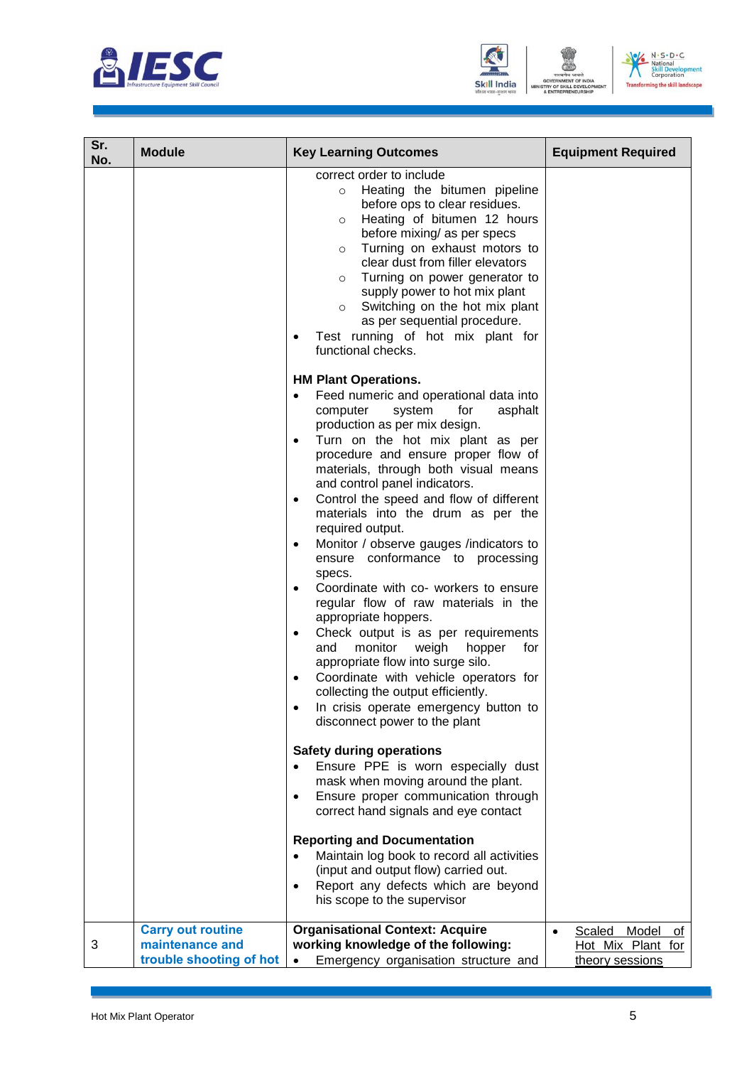| Sr. No. | Module | Key Learning Outcomes | Equipment Required |
|---|---|---|---|
| | | correct order to include<br>○ Heating the bitumen pipeline before ops to clear residues.<br>○ Heating of bitumen 12 hours before mixing/ as per specs<br>○ Turning on exhaust motors to clear dust from filler elevators<br>○ Turning on power generator to supply power to hot mix plant<br>○ Switching on the hot mix plant as per sequential procedure.<br>• Test running of hot mix plant for functional checks.<br><br>**HM Plant Operations.**<br>• Feed numeric and operational data into computer system for asphalt production as per mix design.<br>• Turn on the hot mix plant as per procedure and ensure proper flow of materials, through both visual means and control panel indicators.<br>• Control the speed and flow of different materials into the drum as per the required output.<br>• Monitor / observe gauges /indicators to ensure conformance to processing specs.<br>• Coordinate with co- workers to ensure regular flow of raw materials in the appropriate hoppers.<br>• Check output is as per requirements and monitor weigh hopper for appropriate flow into surge silo.<br>• Coordinate with vehicle operators for collecting the output efficiently.<br>• In crisis operate emergency button to disconnect power to the plant<br><br>**Safety during operations**<br>• Ensure PPE is worn especially dust mask when moving around the plant.<br>• Ensure proper communication through correct hand signals and eye contact<br><br>**Reporting and Documentation**<br>• Maintain log book to record all activities (input and output flow) carried out.<br>• Report any defects which are beyond his scope to the supervisor | |
| 3 | **Carry out routine maintenance and trouble shooting of hot** | **Organisational Context: Acquire working knowledge of the following:**<br>• Emergency organisation structure and | • Scaled Model of Hot Mix Plant for theory sessions |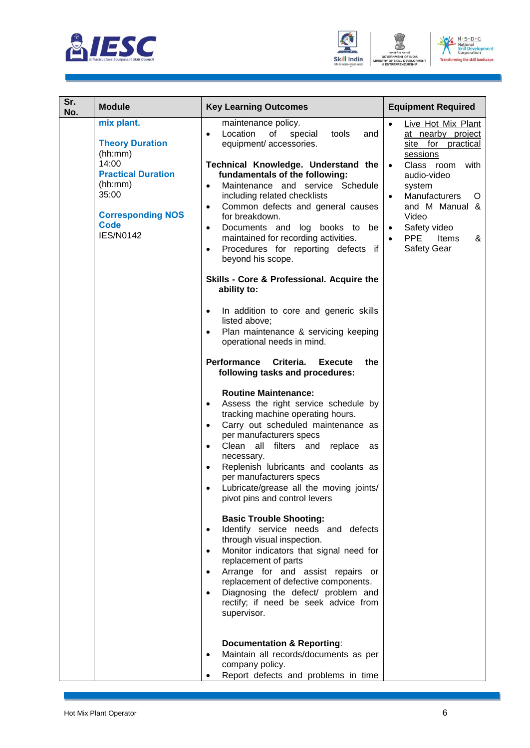| Sr. No. | Module | Key Learning Outcomes | Equipment Required |
|---|---|---|---|
| | **mix plant.**<br><br>**Theory Duration** (hh:mm)<br>14:00<br>**Practical Duration** (hh:mm)<br>35:00<br><br>**Corresponding NOS Code**<br>IES/N0142 | maintenance policy.<br>• Location of special tools and equipment/ accessories.<br><br>**Technical Knowledge. Understand the fundamentals of the following:**<br>• Maintenance and service Schedule including related checklists<br>• Common defects and general causes for breakdown.<br>• Documents and log books to be maintained for recording activities.<br>• Procedures for reporting defects if beyond his scope.<br><br>**Skills - Core & Professional. Acquire the ability to:**<br><br>• In addition to core and generic skills listed above;<br>• Plan maintenance & servicing keeping operational needs in mind.<br><br>**Performance Criteria. Execute the following tasks and procedures:**<br><br>**Routine Maintenance:**<br>• Assess the right service schedule by tracking machine operating hours.<br>• Carry out scheduled maintenance as per manufacturers specs<br>• Clean all filters and replace as necessary.<br>• Replenish lubricants and coolants as per manufacturers specs<br>• Lubricate/grease all the moving joints/ pivot pins and control levers<br><br>**Basic Trouble Shooting:**<br>• Identify service needs and defects through visual inspection.<br>• Monitor indicators that signal need for replacement of parts<br>• Arrange for and assist repairs or replacement of defective components.<br>• Diagnosing the defect/ problem and rectify; if need be seek advice from supervisor.<br><br>**Documentation & Reporting**:<br>• Maintain all records/documents as per company policy.<br>• Report defects and problems in time | • Live Hot Mix Plant at nearby project site for practical sessions<br>• Class room with audio-video system<br>• Manufacturers O and M Manual & Video<br>• Safety video<br>• PPE Items & Safety Gear |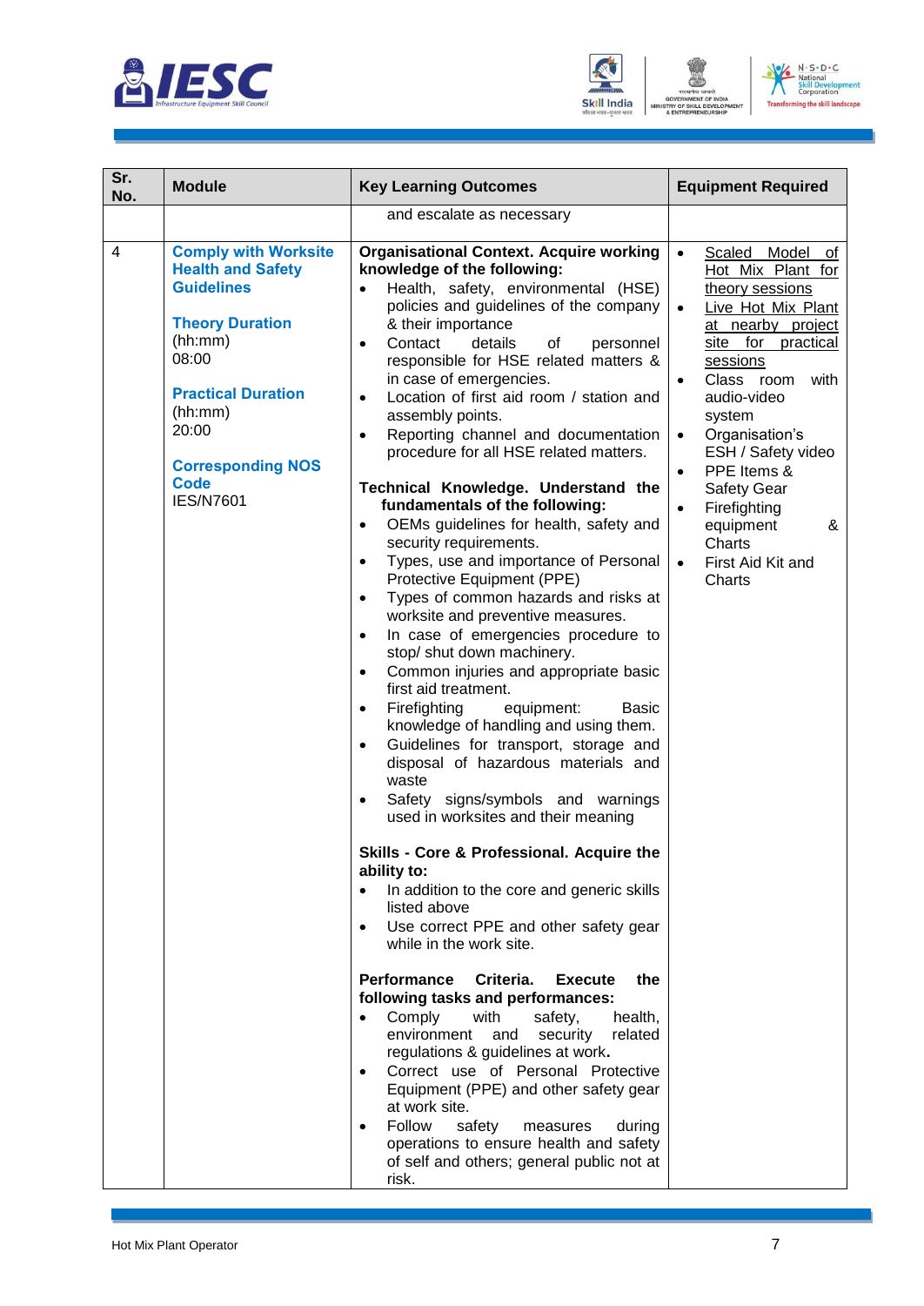| Sr. No. | Module | Key Learning Outcomes | Equipment Required |
|---|---|---|---|
| | | and escalate as necessary | |
| 4 | **Comply with Worksite Health and Safety Guidelines**<br><br>**Theory Duration** (hh:mm)<br>08:00<br><br>**Practical Duration** (hh:mm)<br>20:00<br><br>**Corresponding NOS Code**<br>IES/N7601 | **Organisational Context. Acquire working knowledge of the following:**<br>• Health, safety, environmental (HSE) policies and guidelines of the company & their importance<br>• Contact details of personnel responsible for HSE related matters & in case of emergencies.<br>• Location of first aid room / station and assembly points.<br>• Reporting channel and documentation procedure for all HSE related matters.<br><br>**Technical Knowledge. Understand the fundamentals of the following:**<br>• OEMs guidelines for health, safety and security requirements.<br>• Types, use and importance of Personal Protective Equipment (PPE)<br>• Types of common hazards and risks at worksite and preventive measures.<br>• In case of emergencies procedure to stop/ shut down machinery.<br>• Common injuries and appropriate basic first aid treatment.<br>• Firefighting equipment: Basic knowledge of handling and using them.<br>• Guidelines for transport, storage and disposal of hazardous materials and waste<br>• Safety signs/symbols and warnings used in worksites and their meaning<br><br>**Skills - Core & Professional. Acquire the ability to:**<br>• In addition to the core and generic skills listed above<br>• Use correct PPE and other safety gear while in the work site.<br><br>**Performance Criteria. Execute the following tasks and performances:**<br>• Comply with safety, health, environment and security related regulations & guidelines at work.<br>• Correct use of Personal Protective Equipment (PPE) and other safety gear at work site.<br>• Follow safety measures during operations to ensure health and safety of self and others; general public not at risk. | • Scaled Model of Hot Mix Plant for theory sessions<br>• Live Hot Mix Plant at nearby project site for practical sessions<br>• Class room with audio-video system<br>• Organisation's ESH / Safety video<br>• PPE Items & Safety Gear<br>• Firefighting equipment & Charts<br>• First Aid Kit and Charts |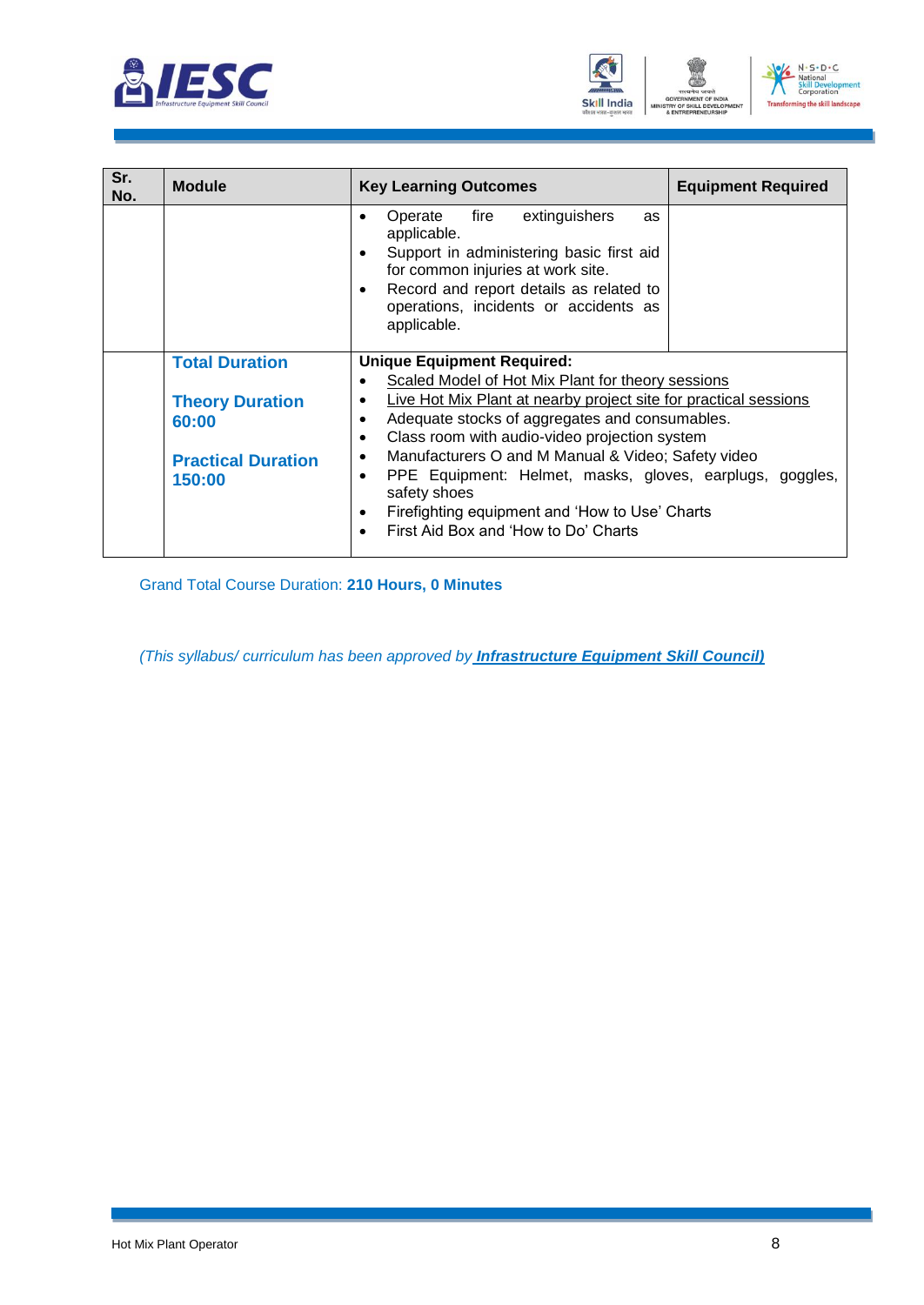| Sr. No. | Module | Key Learning Outcomes | Equipment Required |
|---|---|---|---|
| | | • Operate fire extinguishers as applicable.<br>• Support in administering basic first aid for common injuries at work site.<br>• Record and report details as related to operations, incidents or accidents as applicable. | |
| | **Total Duration**<br><br>**Theory Duration 60:00**<br><br>**Practical Duration 150:00** | **Unique Equipment Required:**<br>• Scaled Model of Hot Mix Plant for theory sessions<br>• Live Hot Mix Plant at nearby project site for practical sessions<br>• Adequate stocks of aggregates and consumables.<br>• Class room with audio-video projection system<br>• Manufacturers O and M Manual & Video; Safety video<br>• PPE Equipment: Helmet, masks, gloves, earplugs, goggles, safety shoes<br>• Firefighting equipment and 'How to Use' Charts<br>• First Aid Box and 'How to Do' Charts | |

Grand Total Course Duration: **210 Hours, 0 Minutes**

*(This syllabus/ curriculum has been approved by **Infrastructure Equipment Skill Council)***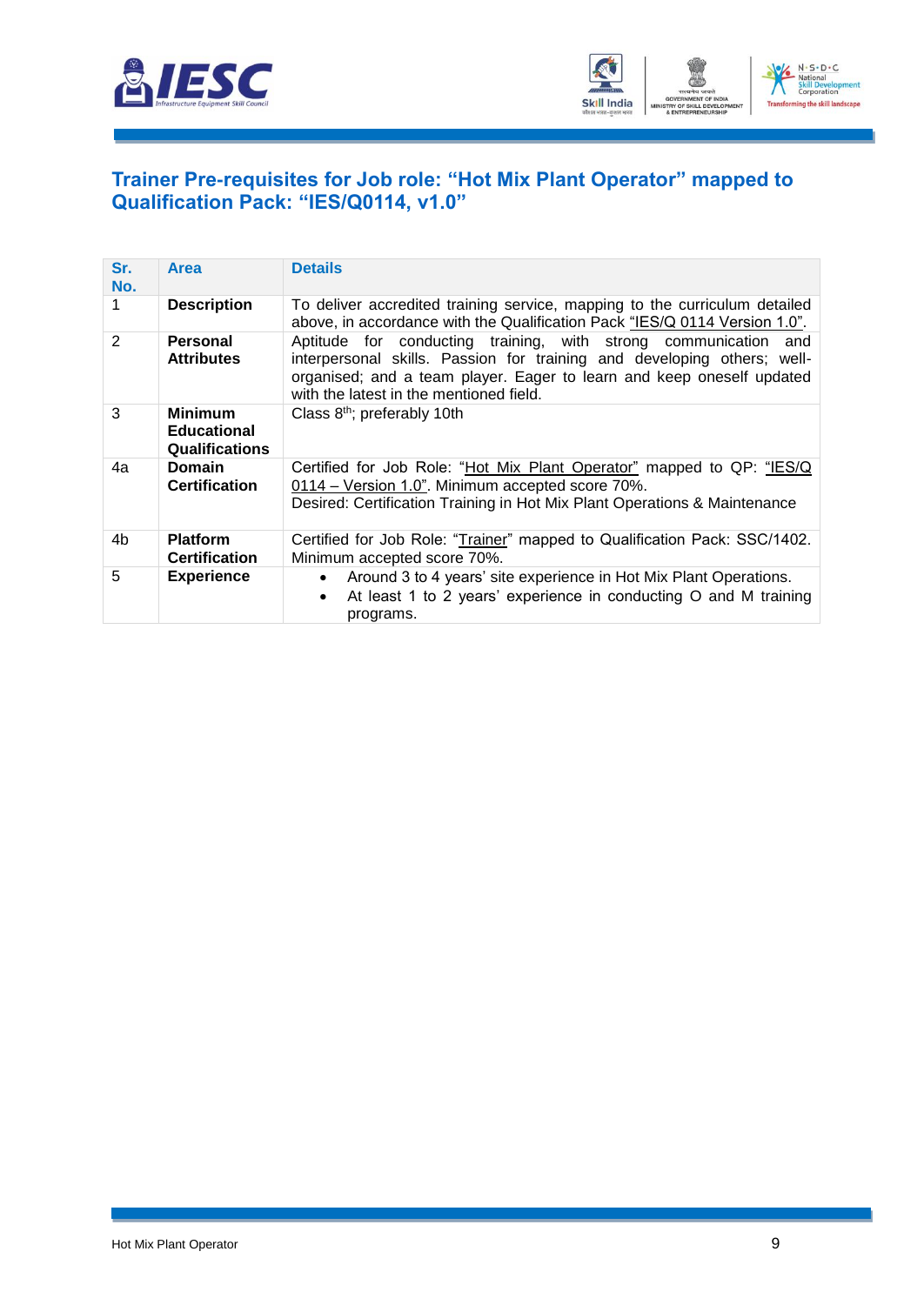## Trainer Pre-requisites for Job role: "Hot Mix Plant Operator" mapped to Qualification Pack: "IES/Q0114, v1.0"

| Sr. No. | Area | Details |
|---|---|---|
| 1 | **Description** | To deliver accredited training service, mapping to the curriculum detailed above, in accordance with the Qualification Pack "IES/Q 0114 Version 1.0". |
| 2 | **Personal Attributes** | Aptitude for conducting training, with strong communication and interpersonal skills. Passion for training and developing others; well-organised; and a team player. Eager to learn and keep oneself updated with the latest in the mentioned field. |
| 3 | **Minimum Educational Qualifications** | Class 8th; preferably 10th |
| 4a | **Domain Certification** | Certified for Job Role: "Hot Mix Plant Operator" mapped to QP: "IES/Q 0114 – Version 1.0". Minimum accepted score 70%.<br>Desired: Certification Training in Hot Mix Plant Operations & Maintenance |
| 4b | **Platform Certification** | Certified for Job Role: "Trainer" mapped to Qualification Pack: SSC/1402. Minimum accepted score 70%. |
| 5 | **Experience** | • Around 3 to 4 years' site experience in Hot Mix Plant Operations.<br>• At least 1 to 2 years' experience in conducting O and M training programs. |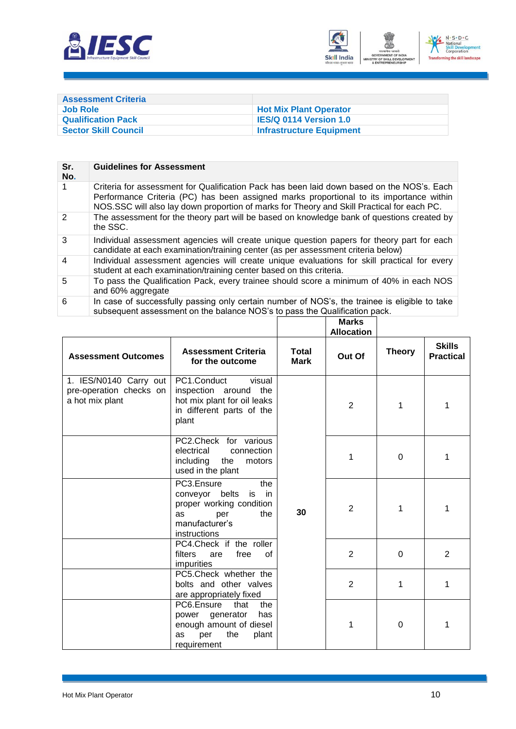| Assessment Criteria | |
|---|---|
| Job Role | Hot Mix Plant Operator |
| Qualification Pack | IES/Q 0114 Version 1.0 |
| Sector Skill Council | Infrastructure Equipment |

| Sr. No. | Guidelines for Assessment |
|---|---|
| 1 | Criteria for assessment for Qualification Pack has been laid down based on the NOS's. Each Performance Criteria (PC) has been assigned marks proportional to its importance within NOS.SSC will also lay down proportion of marks for Theory and Skill Practical for each PC. |
| 2 | The assessment for the theory part will be based on knowledge bank of questions created by the SSC. |
| 3 | Individual assessment agencies will create unique question papers for theory part for each candidate at each examination/training center (as per assessment criteria below) |
| 4 | Individual assessment agencies will create unique evaluations for skill practical for every student at each examination/training center based on this criteria. |
| 5 | To pass the Qualification Pack, every trainee should score a minimum of 40% in each NOS and 60% aggregate |
| 6 | In case of successfully passing only certain number of NOS's, the trainee is eligible to take subsequent assessment on the balance NOS's to pass the Qualification pack. |

| | | | Marks Allocation | | |
|---|---|---|---|---|---|
| **Assessment Outcomes** | **Assessment Criteria for the outcome** | **Total Mark** | **Out Of** | **Theory** | **Skills Practical** |
| 1. IES/N0140 Carry out pre-operation checks on a hot mix plant | PC1.Conduct visual inspection around the hot mix plant for oil leaks in different parts of the plant | 30 | 2 | 1 | 1 |
| | PC2.Check for various electrical connection including the motors used in the plant | | 1 | 0 | 1 |
| | PC3.Ensure the conveyor belts is in proper working condition as per the manufacturer's instructions | | 2 | 1 | 1 |
| | PC4.Check if the roller filters are free of impurities | | 2 | 0 | 2 |
| | PC5.Check whether the bolts and other valves are appropriately fixed | | 2 | 1 | 1 |
| | PC6.Ensure that the power generator has enough amount of diesel as per the plant requirement | | 1 | 0 | 1 |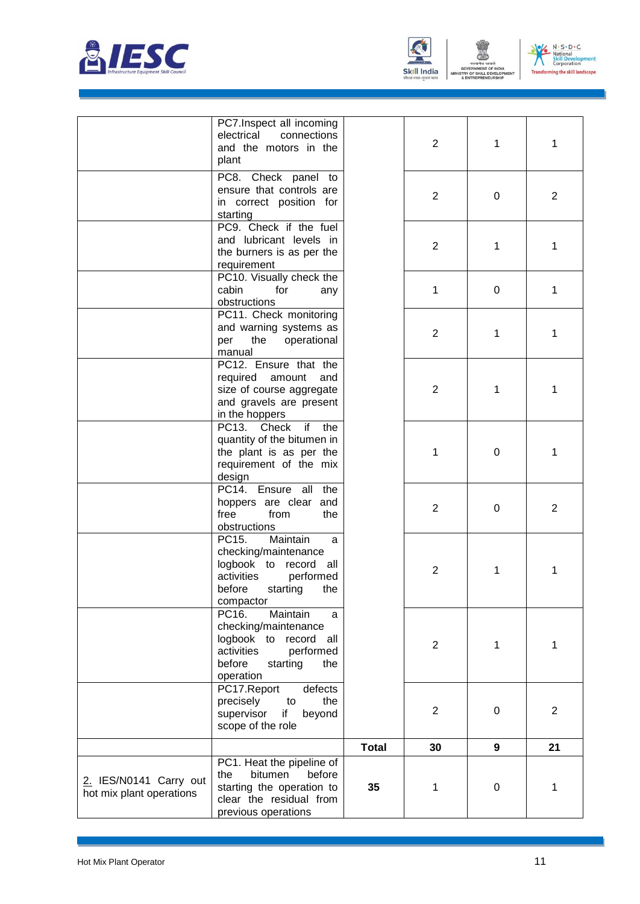| | | | | | |
|---|---|---|---|---|---|
| | PC7.Inspect all incoming electrical connections and the motors in the plant | | 2 | 1 | 1 |
| | PC8. Check panel to ensure that controls are in correct position for starting | | 2 | 0 | 2 |
| | PC9. Check if the fuel and lubricant levels in the burners is as per the requirement | | 2 | 1 | 1 |
| | PC10. Visually check the cabin for any obstructions | | 1 | 0 | 1 |
| | PC11. Check monitoring and warning systems as per the operational manual | | 2 | 1 | 1 |
| | PC12. Ensure that the required amount and size of course aggregate and gravels are present in the hoppers | | 2 | 1 | 1 |
| | PC13. Check if the quantity of the bitumen in the plant is as per the requirement of the mix design | | 1 | 0 | 1 |
| | PC14. Ensure all the hoppers are clear and free from the obstructions | | 2 | 0 | 2 |
| | PC15. Maintain a checking/maintenance logbook to record all activities performed before starting the compactor | | 2 | 1 | 1 |
| | PC16. Maintain a checking/maintenance logbook to record all activities performed before starting the operation | | 2 | 1 | 1 |
| | PC17.Report defects precisely to the supervisor if beyond scope of the role | | 2 | 0 | 2 |
| | | **Total** | **30** | **9** | **21** |
| 2. IES/N0141 Carry out hot mix plant operations | PC1. Heat the pipeline of the bitumen before starting the operation to clear the residual from previous operations | **35** | 1 | 0 | 1 |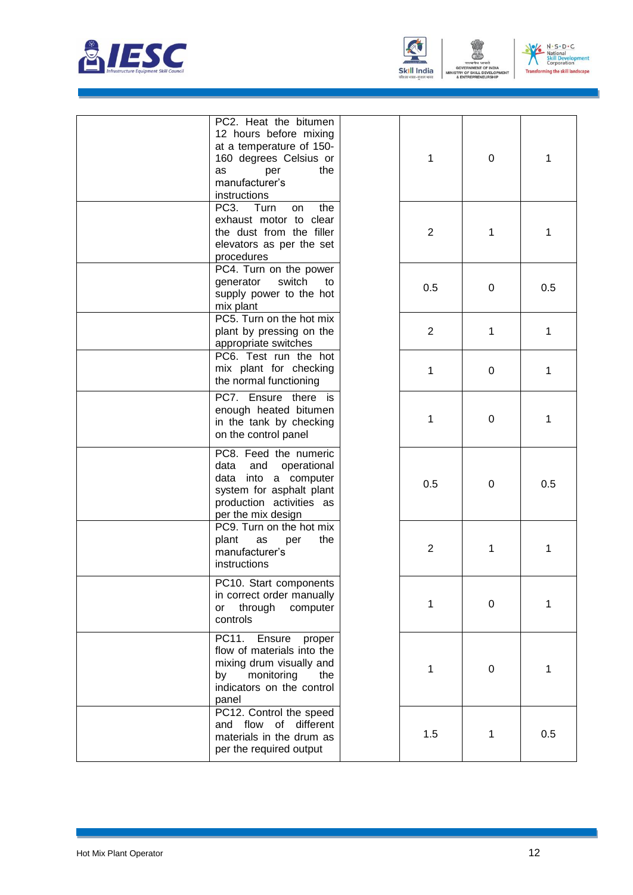| | | | | | |
|---|---|---|---|---|---|
| | PC2. Heat the bitumen 12 hours before mixing at a temperature of 150-160 degrees Celsius or as per the manufacturer's instructions | | 1 | 0 | 1 |
| | PC3. Turn on the exhaust motor to clear the dust from the filler elevators as per the set procedures | | 2 | 1 | 1 |
| | PC4. Turn on the power generator switch to supply power to the hot mix plant | | 0.5 | 0 | 0.5 |
| | PC5. Turn on the hot mix plant by pressing on the appropriate switches | | 2 | 1 | 1 |
| | PC6. Test run the hot mix plant for checking the normal functioning | | 1 | 0 | 1 |
| | PC7. Ensure there is enough heated bitumen in the tank by checking on the control panel | | 1 | 0 | 1 |
| | PC8. Feed the numeric data and operational data into a computer system for asphalt plant production activities as per the mix design | | 0.5 | 0 | 0.5 |
| | PC9. Turn on the hot mix plant as per the manufacturer's instructions | | 2 | 1 | 1 |
| | PC10. Start components in correct order manually or through computer controls | | 1 | 0 | 1 |
| | PC11. Ensure proper flow of materials into the mixing drum visually and by monitoring the indicators on the control panel | | 1 | 0 | 1 |
| | PC12. Control the speed and flow of different materials in the drum as per the required output | | 1.5 | 1 | 0.5 |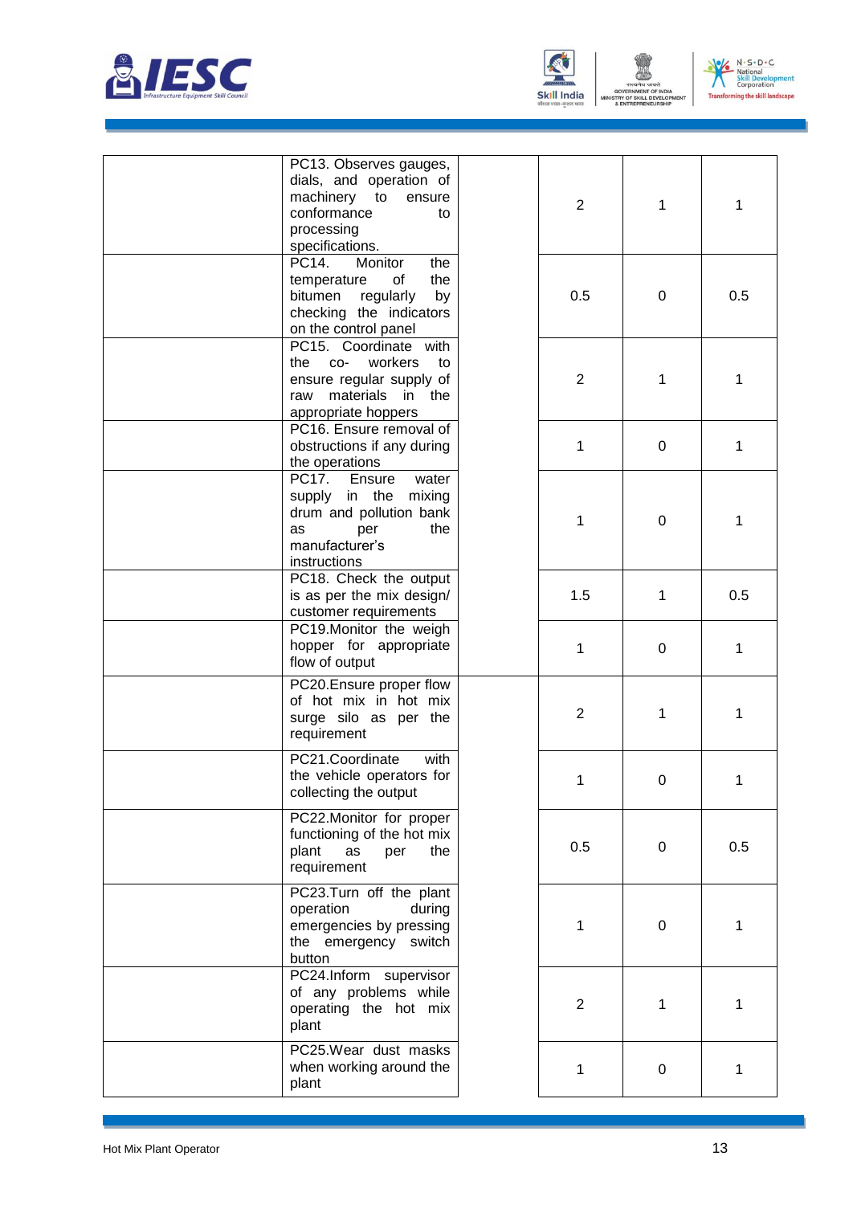|  |  |  |  |  |  |
|---|---|---|---|---|---|
|  | PC13. Observes gauges, dials, and operation of machinery to ensure conformance to processing specifications. |  | 2 | 1 | 1 |
|  | PC14. Monitor the temperature of the bitumen regularly by checking the indicators on the control panel |  | 0.5 | 0 | 0.5 |
|  | PC15. Coordinate with the co- workers to ensure regular supply of raw materials in the appropriate hoppers |  | 2 | 1 | 1 |
|  | PC16. Ensure removal of obstructions if any during the operations |  | 1 | 0 | 1 |
|  | PC17. Ensure water supply in the mixing drum and pollution bank as per the manufacturer's instructions |  | 1 | 0 | 1 |
|  | PC18. Check the output is as per the mix design/ customer requirements |  | 1.5 | 1 | 0.5 |
|  | PC19.Monitor the weigh hopper for appropriate flow of output |  | 1 | 0 | 1 |
|  | PC20.Ensure proper flow of hot mix in hot mix surge silo as per the requirement |  | 2 | 1 | 1 |
|  | PC21.Coordinate with the vehicle operators for collecting the output |  | 1 | 0 | 1 |
|  | PC22.Monitor for proper functioning of the hot mix plant as per the requirement |  | 0.5 | 0 | 0.5 |
|  | PC23.Turn off the plant operation during emergencies by pressing the emergency switch button |  | 1 | 0 | 1 |
|  | PC24.Inform supervisor of any problems while operating the hot mix plant |  | 2 | 1 | 1 |
|  | PC25.Wear dust masks when working around the plant |  | 1 | 0 | 1 |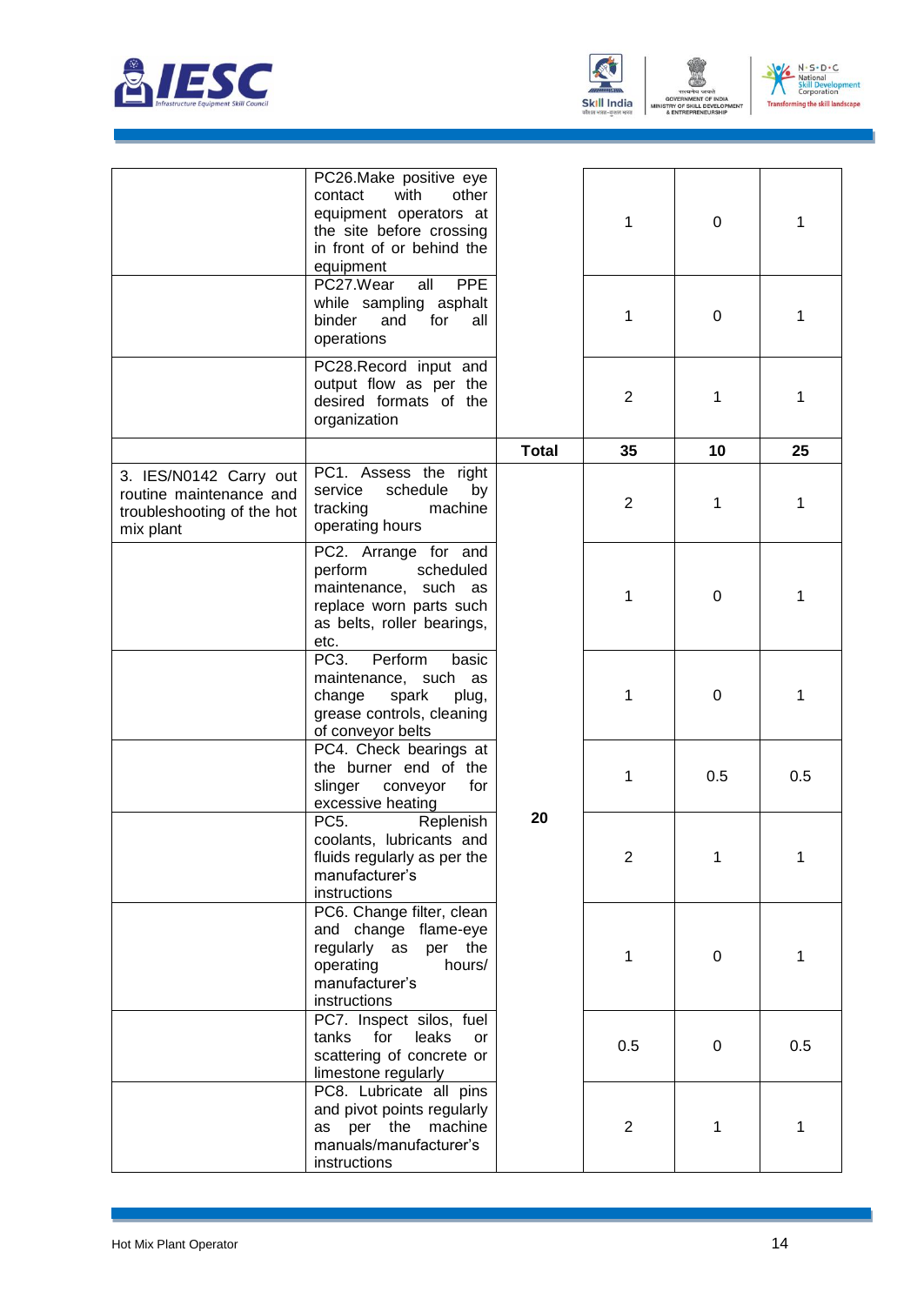| | | | | | |
|---|---|---|---|---|---|
| | PC26.Make positive eye contact with other equipment operators at the site before crossing in front of or behind the equipment | | 1 | 0 | 1 |
| | PC27.Wear all PPE while sampling asphalt binder and for all operations | | 1 | 0 | 1 |
| | PC28.Record input and output flow as per the desired formats of the organization | | 2 | 1 | 1 |
| | | **Total** | **35** | **10** | **25** |
| 3. IES/N0142 Carry out routine maintenance and troubleshooting of the hot mix plant | PC1. Assess the right service schedule by tracking machine operating hours | **20** | 2 | 1 | 1 |
| | PC2. Arrange for and perform scheduled maintenance, such as replace worn parts such as belts, roller bearings, etc. | | 1 | 0 | 1 |
| | PC3. Perform basic maintenance, such as change spark plug, grease controls, cleaning of conveyor belts | | 1 | 0 | 1 |
| | PC4. Check bearings at the burner end of the slinger conveyor for excessive heating | | 1 | 0.5 | 0.5 |
| | PC5. Replenish coolants, lubricants and fluids regularly as per the manufacturer's instructions | | 2 | 1 | 1 |
| | PC6. Change filter, clean and change flame-eye regularly as per the operating hours/ manufacturer's instructions | | 1 | 0 | 1 |
| | PC7. Inspect silos, fuel tanks for leaks or scattering of concrete or limestone regularly | | 0.5 | 0 | 0.5 |
| | PC8. Lubricate all pins and pivot points regularly as per the machine manuals/manufacturer's instructions | | 2 | 1 | 1 |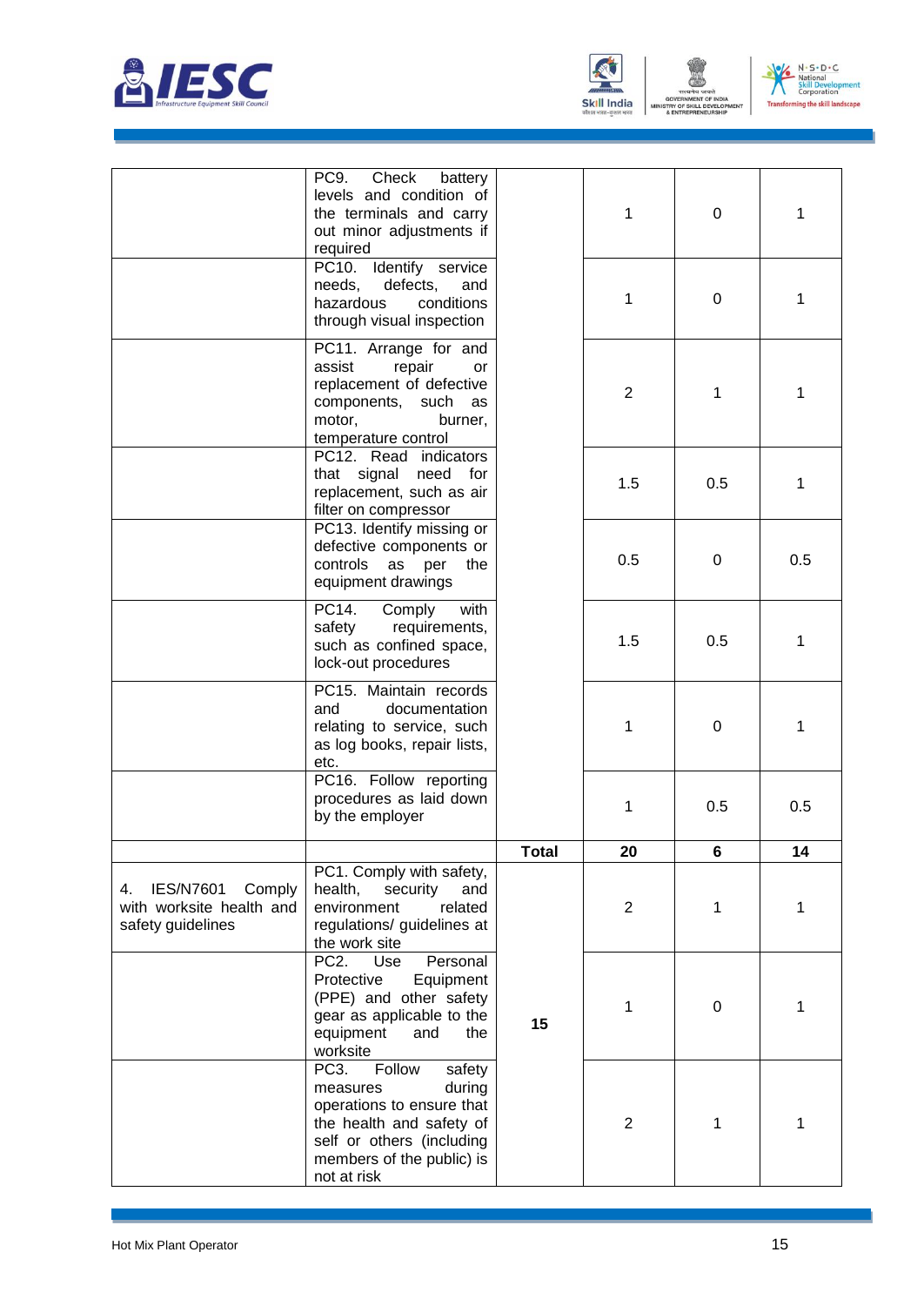| | | | | | |
|---|---|---|---|---|---|
| | PC9. Check battery levels and condition of the terminals and carry out minor adjustments if required | | 1 | 0 | 1 |
| | PC10. Identify service needs, defects, and hazardous conditions through visual inspection | | 1 | 0 | 1 |
| | PC11. Arrange for and assist repair or replacement of defective components, such as motor, burner, temperature control | | 2 | 1 | 1 |
| | PC12. Read indicators that signal need for replacement, such as air filter on compressor | | 1.5 | 0.5 | 1 |
| | PC13. Identify missing or defective components or controls as per the equipment drawings | | 0.5 | 0 | 0.5 |
| | PC14. Comply with safety requirements, such as confined space, lock-out procedures | | 1.5 | 0.5 | 1 |
| | PC15. Maintain records and documentation relating to service, such as log books, repair lists, etc. | | 1 | 0 | 1 |
| | PC16. Follow reporting procedures as laid down by the employer | | 1 | 0.5 | 0.5 |
| | | **Total** | **20** | **6** | **14** |
| 4. IES/N7601 Comply with worksite health and safety guidelines | PC1. Comply with safety, health, security and environment related regulations/ guidelines at the work site | 15 | 2 | 1 | 1 |
| | PC2. Use Personal Protective Equipment (PPE) and other safety gear as applicable to the equipment and the worksite | | 1 | 0 | 1 |
| | PC3. Follow safety measures during operations to ensure that the health and safety of self or others (including members of the public) is not at risk | | 2 | 1 | 1 |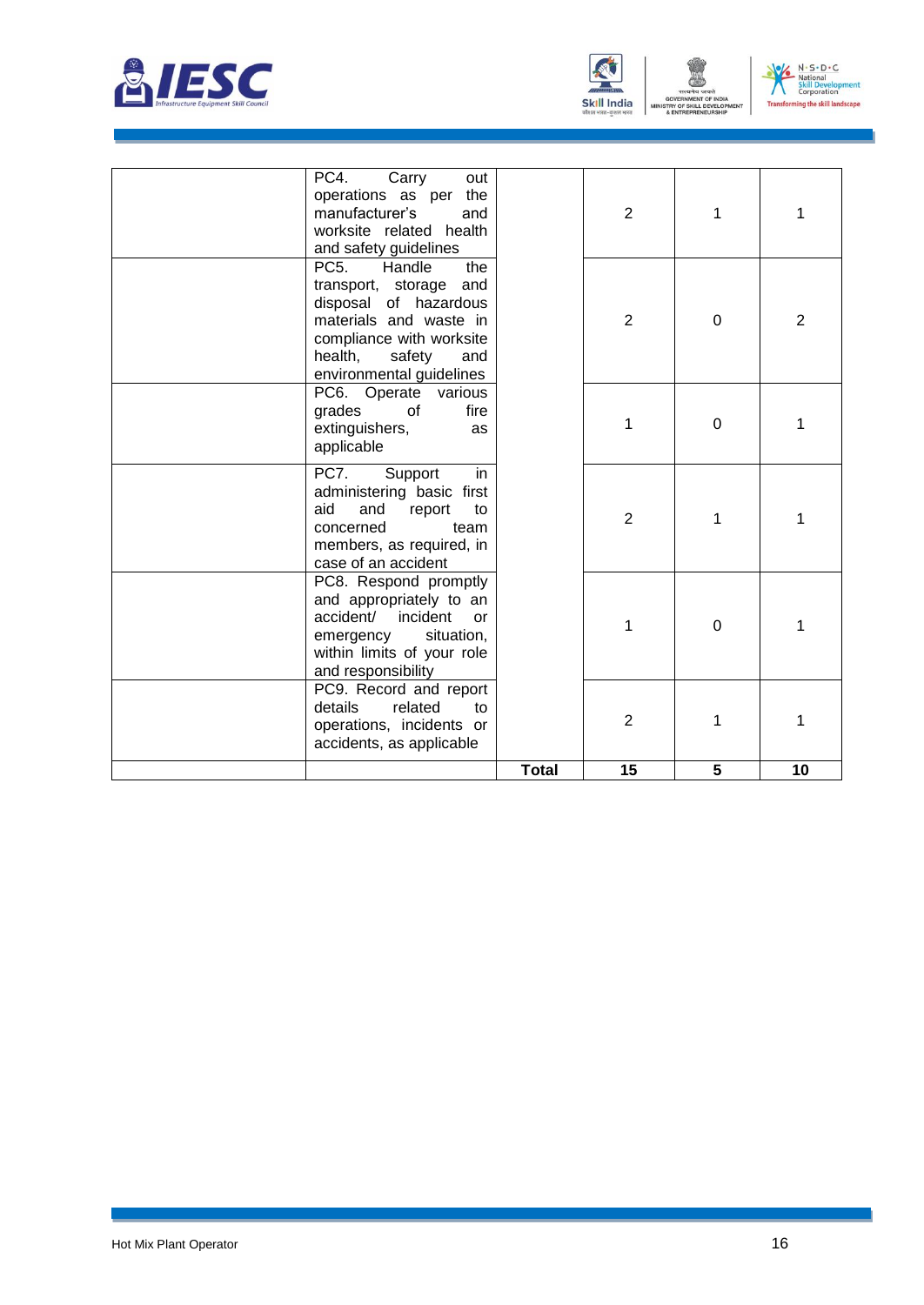| | | | | | |
|---|---|---|---|---|---|
| | PC4. Carry out operations as per the manufacturer's and worksite related health and safety guidelines | | 2 | 1 | 1 |
| | PC5. Handle the transport, storage and disposal of hazardous materials and waste in compliance with worksite health, safety and environmental guidelines | | 2 | 0 | 2 |
| | PC6. Operate various grades of fire extinguishers, as applicable | | 1 | 0 | 1 |
| | PC7. Support in administering basic first aid and report to concerned team members, as required, in case of an accident | | 2 | 1 | 1 |
| | PC8. Respond promptly and appropriately to an accident/ incident or emergency situation, within limits of your role and responsibility | | 1 | 0 | 1 |
| | PC9. Record and report details related to operations, incidents or accidents, as applicable | | 2 | 1 | 1 |
| | | **Total** | **15** | **5** | **10** |